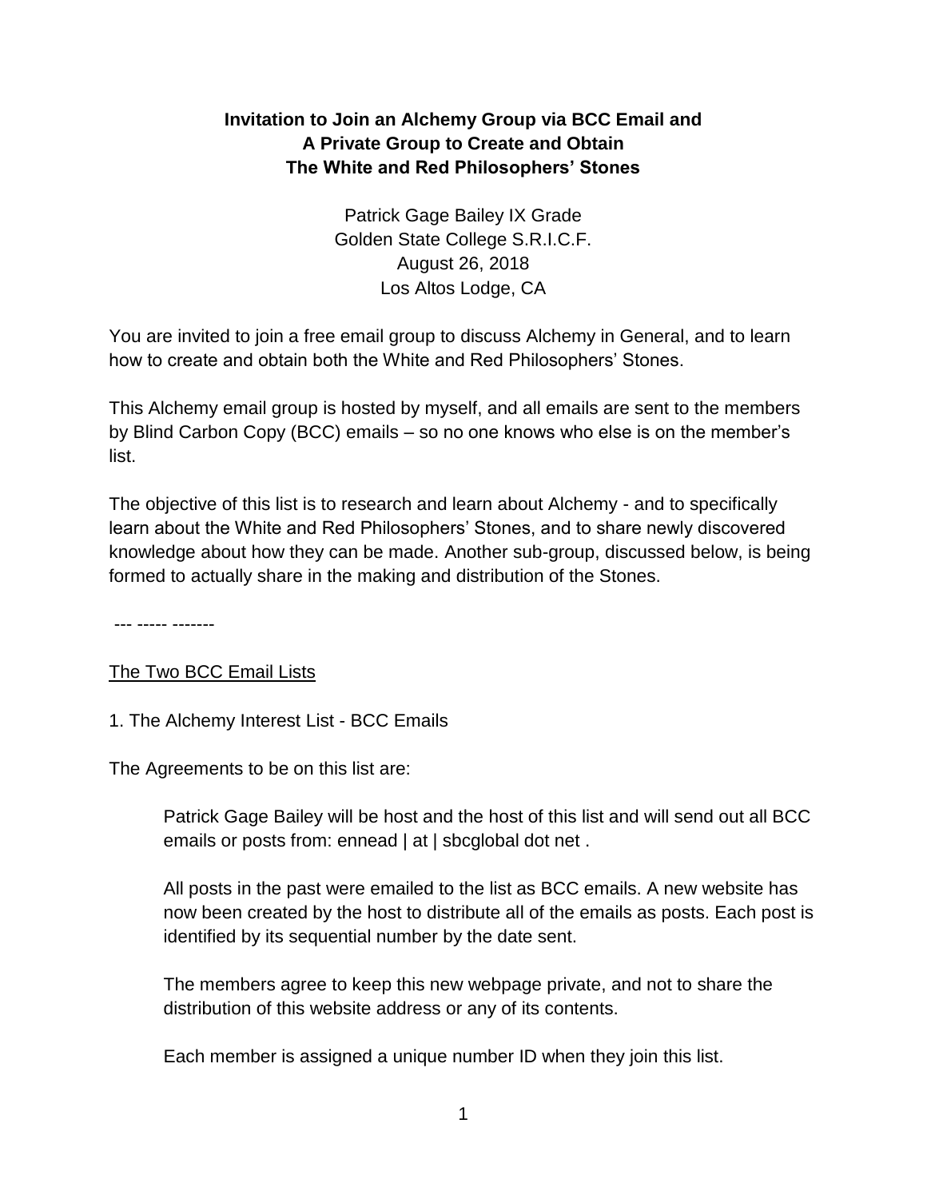# Invitation to Join an Alchemy Group via BCC Email and A Private Group to Create and Obtain The White and Red Philosophers' Stones

Patrick Gage Bailey IX Grade
Golden State College S.R.I.C.F.
August 26, 2018
Los Altos Lodge, CA

You are invited to join a free email group to discuss Alchemy in General, and to learn how to create and obtain both the White and Red Philosophers' Stones.

This Alchemy email group is hosted by myself, and all emails are sent to the members by Blind Carbon Copy (BCC) emails – so no one knows who else is on the member's list.

The objective of this list is to research and learn about Alchemy - and to specifically learn about the White and Red Philosophers' Stones, and to share newly discovered knowledge about how they can be made. Another sub-group, discussed below, is being formed to actually share in the making and distribution of the Stones.

--- ----- -------

## The Two BCC Email Lists

1. The Alchemy Interest List - BCC Emails

The Agreements to be on this list are:

> Patrick Gage Bailey will be host and the host of this list and will send out all BCC emails or posts from: ennead | at | sbcglobal dot net .
>
> All posts in the past were emailed to the list as BCC emails. A new website has now been created by the host to distribute all of the emails as posts. Each post is identified by its sequential number by the date sent.
>
> The members agree to keep this new webpage private, and not to share the distribution of this website address or any of its contents.
>
> Each member is assigned a unique number ID when they join this list.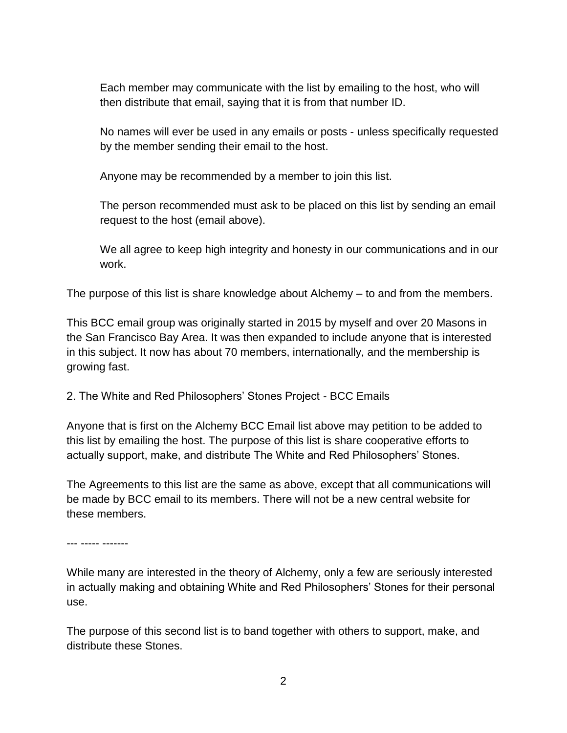> Each member may communicate with the list by emailing to the host, who will then distribute that email, saying that it is from that number ID.
>
> No names will ever be used in any emails or posts - unless specifically requested by the member sending their email to the host.
>
> Anyone may be recommended by a member to join this list.
>
> The person recommended must ask to be placed on this list by sending an email request to the host (email above).
>
> We all agree to keep high integrity and honesty in our communications and in our work.

The purpose of this list is share knowledge about Alchemy – to and from the members.

This BCC email group was originally started in 2015 by myself and over 20 Masons in the San Francisco Bay Area. It was then expanded to include anyone that is interested in this subject. It now has about 70 members, internationally, and the membership is growing fast.

2. The White and Red Philosophers' Stones Project - BCC Emails

Anyone that is first on the Alchemy BCC Email list above may petition to be added to this list by emailing the host. The purpose of this list is share cooperative efforts to actually support, make, and distribute The White and Red Philosophers' Stones.

The Agreements to this list are the same as above, except that all communications will be made by BCC email to its members. There will not be a new central website for these members.

--- ----- -------

While many are interested in the theory of Alchemy, only a few are seriously interested in actually making and obtaining White and Red Philosophers' Stones for their personal use.

The purpose of this second list is to band together with others to support, make, and distribute these Stones.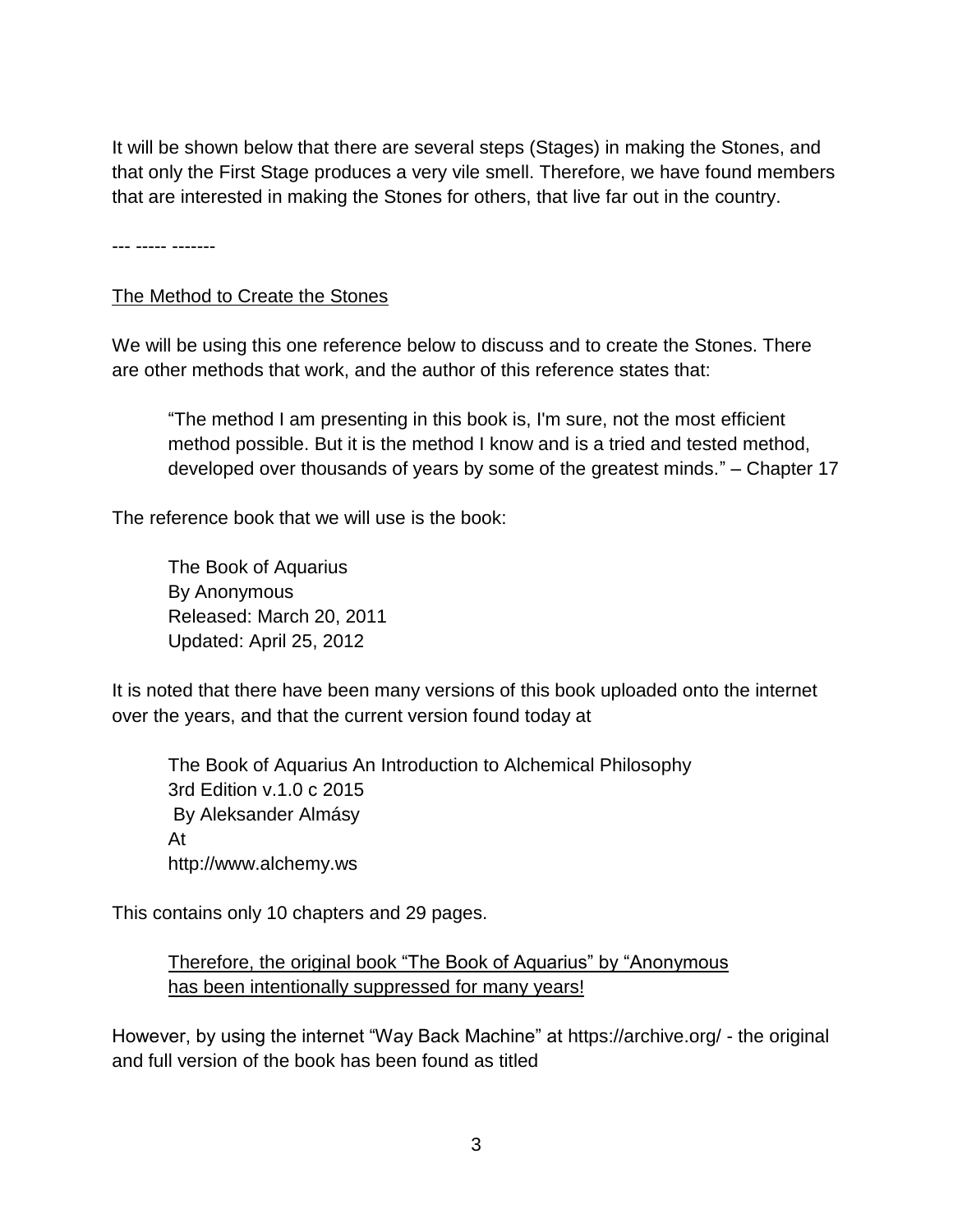It will be shown below that there are several steps (Stages) in making the Stones, and that only the First Stage produces a very vile smell. Therefore, we have found members that are interested in making the Stones for others, that live far out in the country.

--- ----- -------

<u>The Method to Create the Stones</u>

We will be using this one reference below to discuss and to create the Stones. There are other methods that work, and the author of this reference states that:

> "The method I am presenting in this book is, I'm sure, not the most efficient method possible. But it is the method I know and is a tried and tested method, developed over thousands of years by some of the greatest minds." – Chapter 17

The reference book that we will use is the book:

> The Book of Aquarius
> By Anonymous
> Released: March 20, 2011
> Updated: April 25, 2012

It is noted that there have been many versions of this book uploaded onto the internet over the years, and that the current version found today at

> The Book of Aquarius An Introduction to Alchemical Philosophy
> 3rd Edition v.1.0 c 2015
> By Aleksander Almásy
> At
> http://www.alchemy.ws

This contains only 10 chapters and 29 pages.

> <u>Therefore, the original book "The Book of Aquarius" by "Anonymous has been intentionally suppressed for many years!</u>

However, by using the internet "Way Back Machine" at https://archive.org/ - the original and full version of the book has been found as titled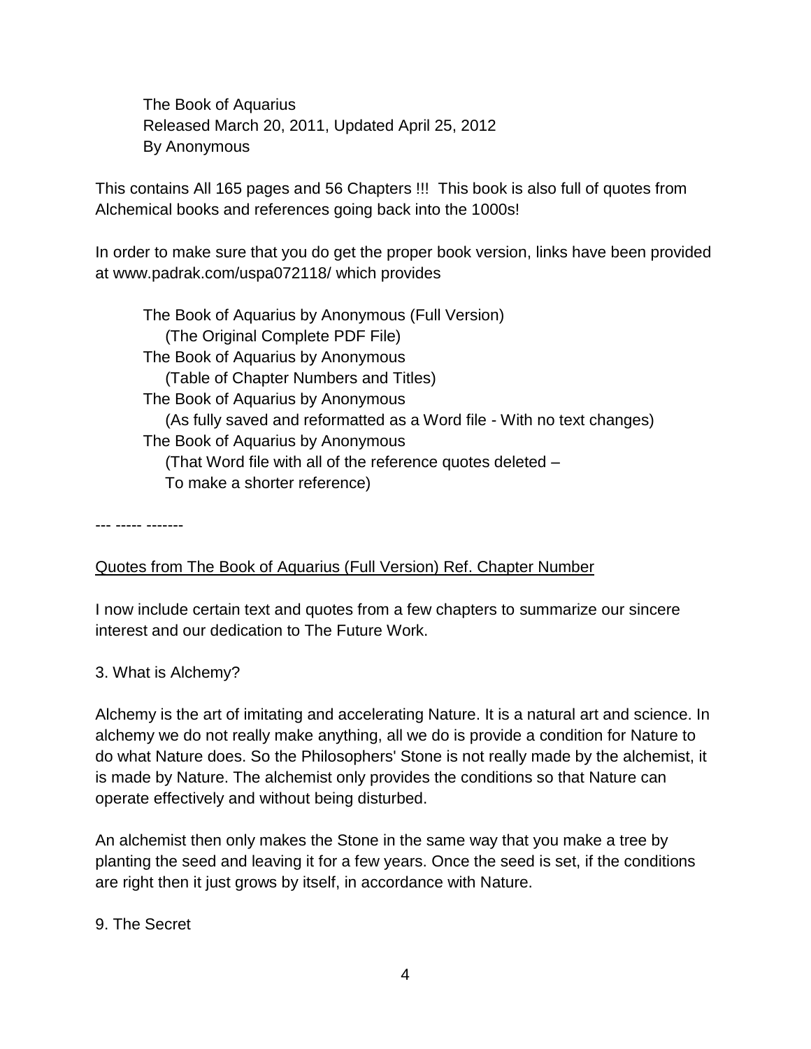The Book of Aquarius
Released March 20, 2011, Updated April 25, 2012
By Anonymous

This contains All 165 pages and 56 Chapters !!! This book is also full of quotes from Alchemical books and references going back into the 1000s!

In order to make sure that you do get the proper book version, links have been provided at www.padrak.com/uspa072118/ which provides

The Book of Aquarius by Anonymous (Full Version)
(The Original Complete PDF File)
The Book of Aquarius by Anonymous
(Table of Chapter Numbers and Titles)
The Book of Aquarius by Anonymous
(As fully saved and reformatted as a Word file - With no text changes)
The Book of Aquarius by Anonymous
(That Word file with all of the reference quotes deleted –
To make a shorter reference)

--- ----- -------

<u>Quotes from The Book of Aquarius (Full Version) Ref. Chapter Number</u>

I now include certain text and quotes from a few chapters to summarize our sincere interest and our dedication to The Future Work.

3. What is Alchemy?

Alchemy is the art of imitating and accelerating Nature. It is a natural art and science. In alchemy we do not really make anything, all we do is provide a condition for Nature to do what Nature does. So the Philosophers' Stone is not really made by the alchemist, it is made by Nature. The alchemist only provides the conditions so that Nature can operate effectively and without being disturbed.

An alchemist then only makes the Stone in the same way that you make a tree by planting the seed and leaving it for a few years. Once the seed is set, if the conditions are right then it just grows by itself, in accordance with Nature.

9. The Secret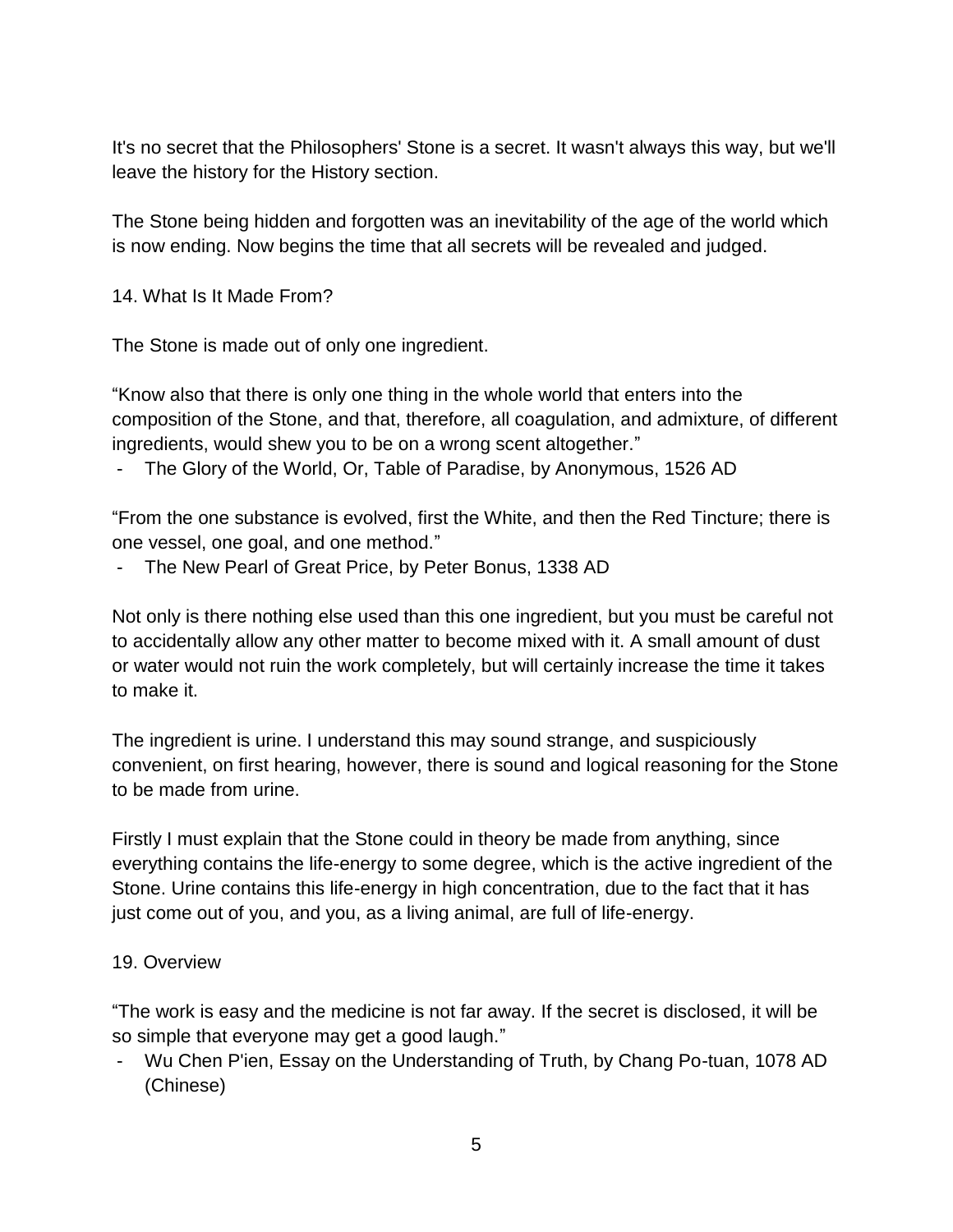It's no secret that the Philosophers' Stone is a secret. It wasn't always this way, but we'll leave the history for the History section.

The Stone being hidden and forgotten was an inevitability of the age of the world which is now ending. Now begins the time that all secrets will be revealed and judged.

## 14. What Is It Made From?

The Stone is made out of only one ingredient.

“Know also that there is only one thing in the whole world that enters into the composition of the Stone, and that, therefore, all coagulation, and admixture, of different ingredients, would shew you to be on a wrong scent altogether.”

- The Glory of the World, Or, Table of Paradise, by Anonymous, 1526 AD

“From the one substance is evolved, first the White, and then the Red Tincture; there is one vessel, one goal, and one method.”

- The New Pearl of Great Price, by Peter Bonus, 1338 AD

Not only is there nothing else used than this one ingredient, but you must be careful not to accidentally allow any other matter to become mixed with it. A small amount of dust or water would not ruin the work completely, but will certainly increase the time it takes to make it.

The ingredient is urine. I understand this may sound strange, and suspiciously convenient, on first hearing, however, there is sound and logical reasoning for the Stone to be made from urine.

Firstly I must explain that the Stone could in theory be made from anything, since everything contains the life-energy to some degree, which is the active ingredient of the Stone. Urine contains this life-energy in high concentration, due to the fact that it has just come out of you, and you, as a living animal, are full of life-energy.

## 19. Overview

“The work is easy and the medicine is not far away. If the secret is disclosed, it will be so simple that everyone may get a good laugh.”

- Wu Chen P'ien, Essay on the Understanding of Truth, by Chang Po-tuan, 1078 AD (Chinese)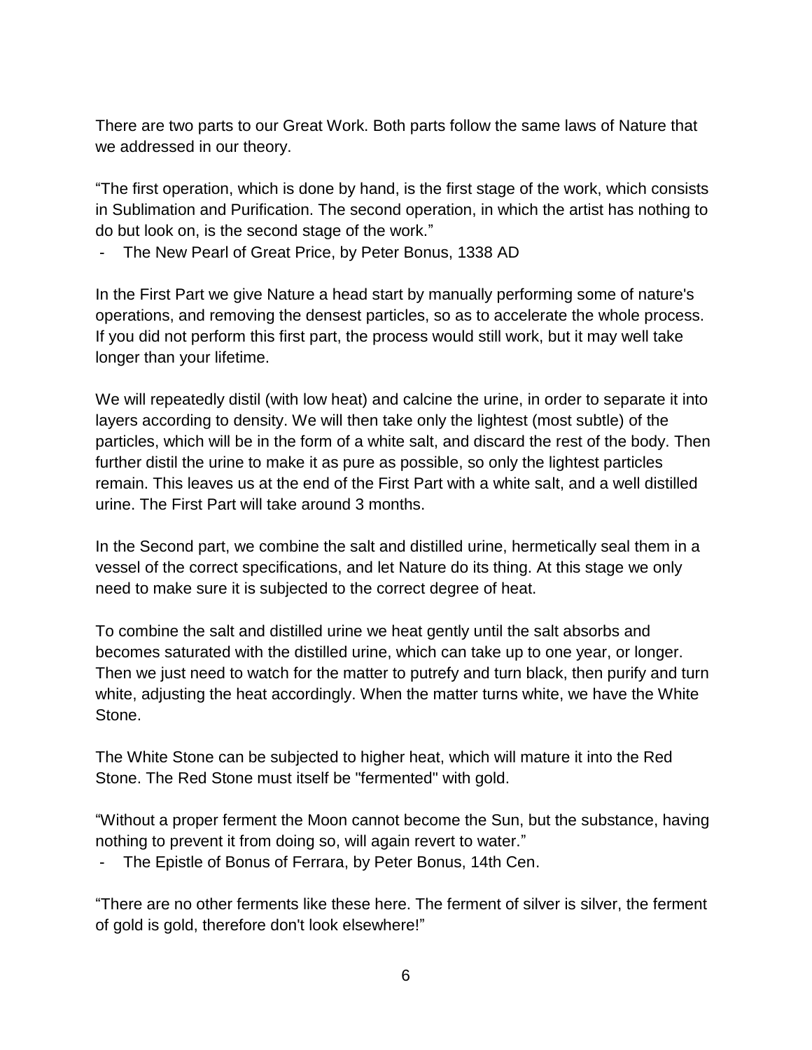There are two parts to our Great Work. Both parts follow the same laws of Nature that we addressed in our theory.

“The first operation, which is done by hand, is the first stage of the work, which consists in Sublimation and Purification. The second operation, in which the artist has nothing to do but look on, is the second stage of the work.”

- The New Pearl of Great Price, by Peter Bonus, 1338 AD

In the First Part we give Nature a head start by manually performing some of nature's operations, and removing the densest particles, so as to accelerate the whole process. If you did not perform this first part, the process would still work, but it may well take longer than your lifetime.

We will repeatedly distil (with low heat) and calcine the urine, in order to separate it into layers according to density. We will then take only the lightest (most subtle) of the particles, which will be in the form of a white salt, and discard the rest of the body. Then further distil the urine to make it as pure as possible, so only the lightest particles remain. This leaves us at the end of the First Part with a white salt, and a well distilled urine. The First Part will take around 3 months.

In the Second part, we combine the salt and distilled urine, hermetically seal them in a vessel of the correct specifications, and let Nature do its thing. At this stage we only need to make sure it is subjected to the correct degree of heat.

To combine the salt and distilled urine we heat gently until the salt absorbs and becomes saturated with the distilled urine, which can take up to one year, or longer. Then we just need to watch for the matter to putrefy and turn black, then purify and turn white, adjusting the heat accordingly. When the matter turns white, we have the White Stone.

The White Stone can be subjected to higher heat, which will mature it into the Red Stone. The Red Stone must itself be "fermented" with gold.

“Without a proper ferment the Moon cannot become the Sun, but the substance, having nothing to prevent it from doing so, will again revert to water.”

- The Epistle of Bonus of Ferrara, by Peter Bonus, 14th Cen.

“There are no other ferments like these here. The ferment of silver is silver, the ferment of gold is gold, therefore don't look elsewhere!”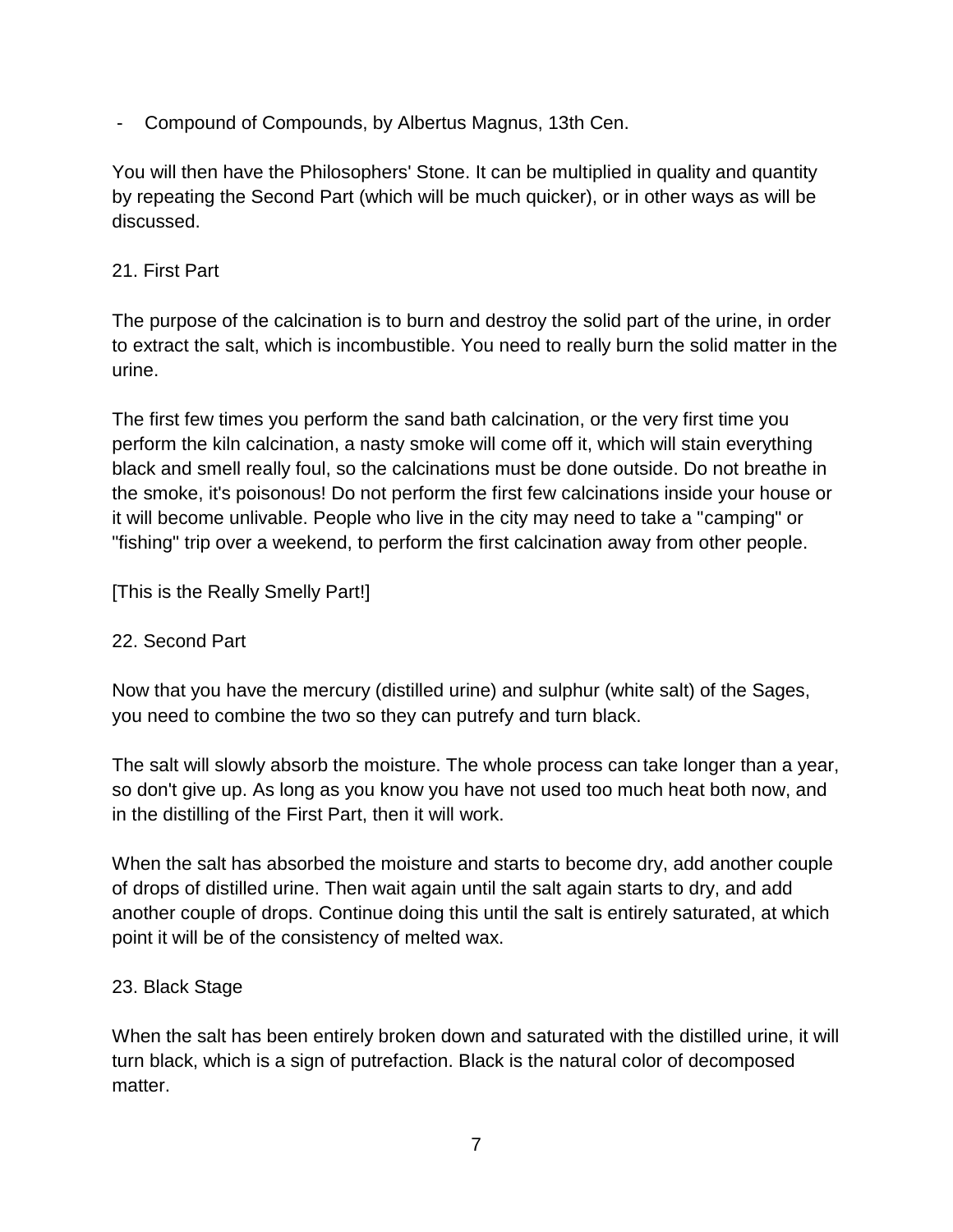- Compound of Compounds, by Albertus Magnus, 13th Cen.

You will then have the Philosophers' Stone. It can be multiplied in quality and quantity by repeating the Second Part (which will be much quicker), or in other ways as will be discussed.

21. First Part

The purpose of the calcination is to burn and destroy the solid part of the urine, in order to extract the salt, which is incombustible. You need to really burn the solid matter in the urine.

The first few times you perform the sand bath calcination, or the very first time you perform the kiln calcination, a nasty smoke will come off it, which will stain everything black and smell really foul, so the calcinations must be done outside. Do not breathe in the smoke, it's poisonous! Do not perform the first few calcinations inside your house or it will become unlivable. People who live in the city may need to take a "camping" or "fishing" trip over a weekend, to perform the first calcination away from other people.

[This is the Really Smelly Part!]

22. Second Part

Now that you have the mercury (distilled urine) and sulphur (white salt) of the Sages, you need to combine the two so they can putrefy and turn black.

The salt will slowly absorb the moisture. The whole process can take longer than a year, so don't give up. As long as you know you have not used too much heat both now, and in the distilling of the First Part, then it will work.

When the salt has absorbed the moisture and starts to become dry, add another couple of drops of distilled urine. Then wait again until the salt again starts to dry, and add another couple of drops. Continue doing this until the salt is entirely saturated, at which point it will be of the consistency of melted wax.

23. Black Stage

When the salt has been entirely broken down and saturated with the distilled urine, it will turn black, which is a sign of putrefaction. Black is the natural color of decomposed matter.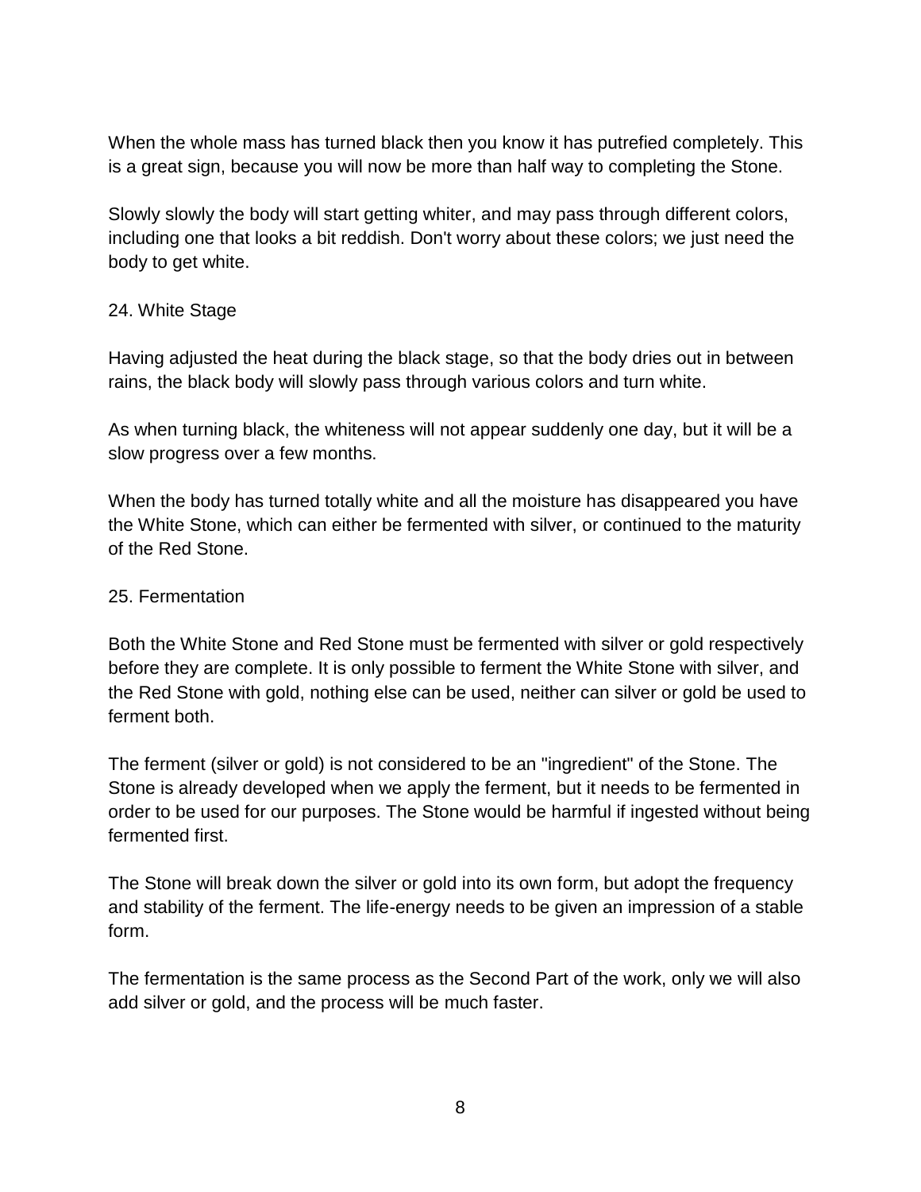When the whole mass has turned black then you know it has putrefied completely. This is a great sign, because you will now be more than half way to completing the Stone.

Slowly slowly the body will start getting whiter, and may pass through different colors, including one that looks a bit reddish. Don't worry about these colors; we just need the body to get white.

## 24. White Stage

Having adjusted the heat during the black stage, so that the body dries out in between rains, the black body will slowly pass through various colors and turn white.

As when turning black, the whiteness will not appear suddenly one day, but it will be a slow progress over a few months.

When the body has turned totally white and all the moisture has disappeared you have the White Stone, which can either be fermented with silver, or continued to the maturity of the Red Stone.

## 25. Fermentation

Both the White Stone and Red Stone must be fermented with silver or gold respectively before they are complete. It is only possible to ferment the White Stone with silver, and the Red Stone with gold, nothing else can be used, neither can silver or gold be used to ferment both.

The ferment (silver or gold) is not considered to be an "ingredient" of the Stone. The Stone is already developed when we apply the ferment, but it needs to be fermented in order to be used for our purposes. The Stone would be harmful if ingested without being fermented first.

The Stone will break down the silver or gold into its own form, but adopt the frequency and stability of the ferment. The life-energy needs to be given an impression of a stable form.

The fermentation is the same process as the Second Part of the work, only we will also add silver or gold, and the process will be much faster.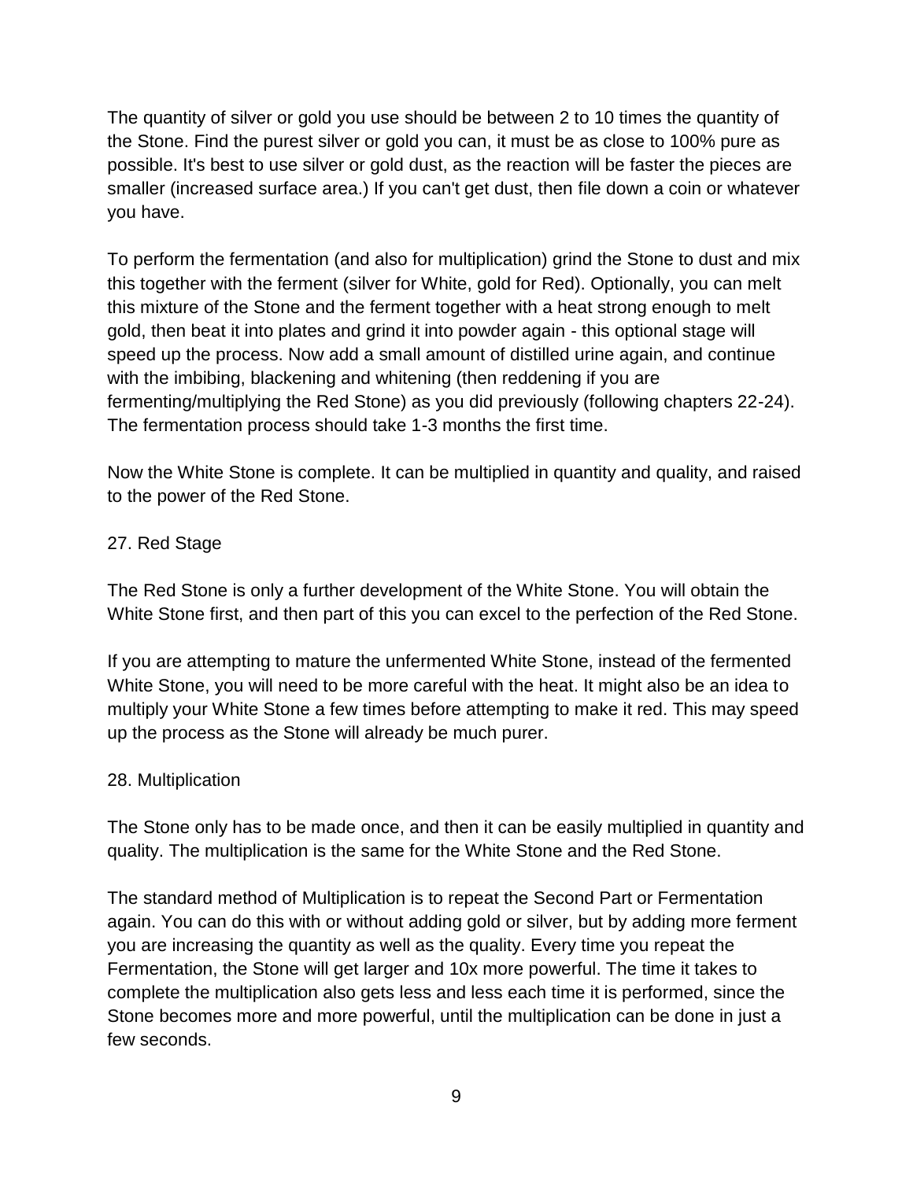The quantity of silver or gold you use should be between 2 to 10 times the quantity of the Stone. Find the purest silver or gold you can, it must be as close to 100% pure as possible. It's best to use silver or gold dust, as the reaction will be faster the pieces are smaller (increased surface area.) If you can't get dust, then file down a coin or whatever you have.

To perform the fermentation (and also for multiplication) grind the Stone to dust and mix this together with the ferment (silver for White, gold for Red). Optionally, you can melt this mixture of the Stone and the ferment together with a heat strong enough to melt gold, then beat it into plates and grind it into powder again - this optional stage will speed up the process. Now add a small amount of distilled urine again, and continue with the imbibing, blackening and whitening (then reddening if you are fermenting/multiplying the Red Stone) as you did previously (following chapters 22-24). The fermentation process should take 1-3 months the first time.

Now the White Stone is complete. It can be multiplied in quantity and quality, and raised to the power of the Red Stone.

## 27. Red Stage

The Red Stone is only a further development of the White Stone. You will obtain the White Stone first, and then part of this you can excel to the perfection of the Red Stone.

If you are attempting to mature the unfermented White Stone, instead of the fermented White Stone, you will need to be more careful with the heat. It might also be an idea to multiply your White Stone a few times before attempting to make it red. This may speed up the process as the Stone will already be much purer.

## 28. Multiplication

The Stone only has to be made once, and then it can be easily multiplied in quantity and quality. The multiplication is the same for the White Stone and the Red Stone.

The standard method of Multiplication is to repeat the Second Part or Fermentation again. You can do this with or without adding gold or silver, but by adding more ferment you are increasing the quantity as well as the quality. Every time you repeat the Fermentation, the Stone will get larger and 10x more powerful. The time it takes to complete the multiplication also gets less and less each time it is performed, since the Stone becomes more and more powerful, until the multiplication can be done in just a few seconds.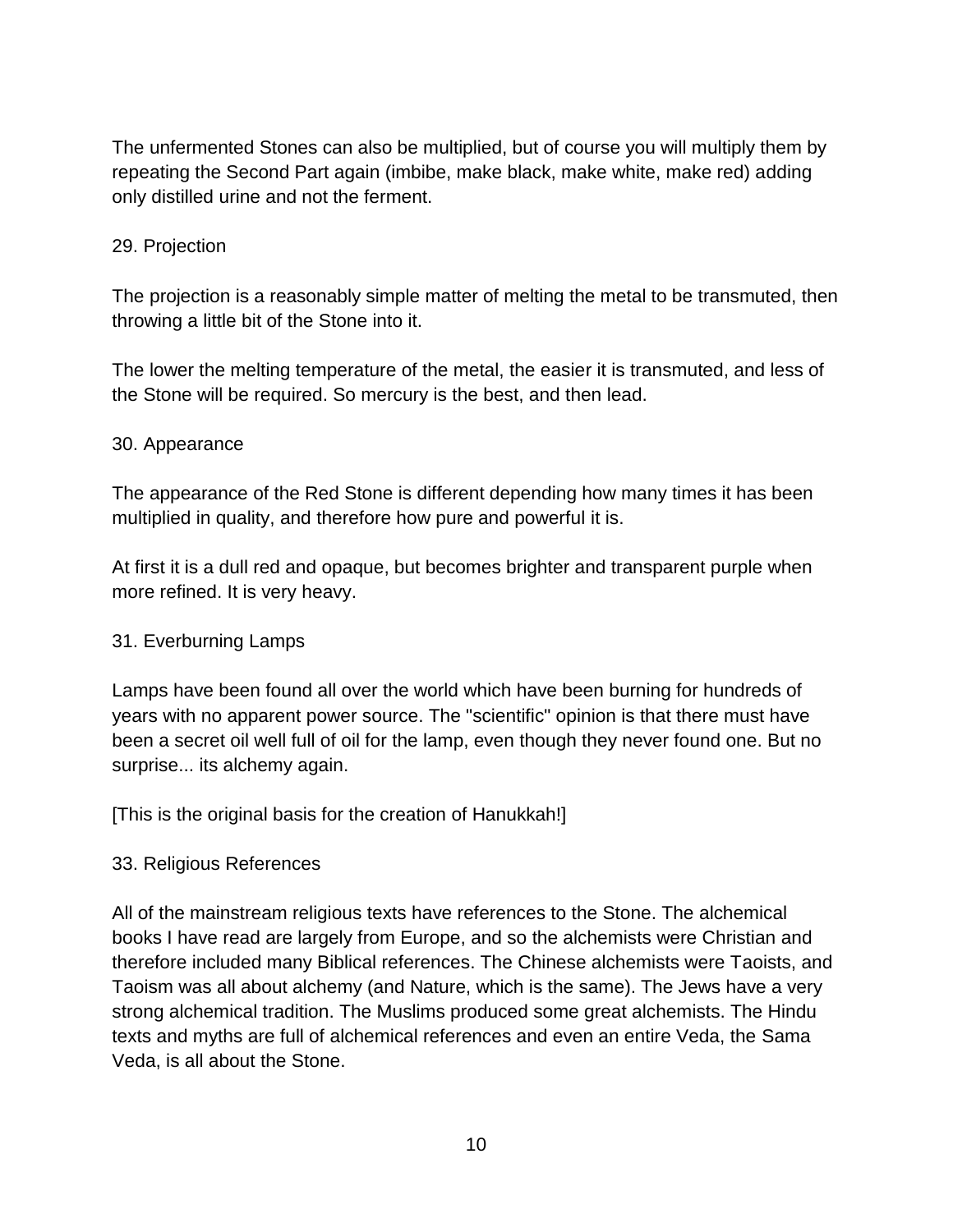The unfermented Stones can also be multiplied, but of course you will multiply them by repeating the Second Part again (imbibe, make black, make white, make red) adding only distilled urine and not the ferment.

## 29. Projection

The projection is a reasonably simple matter of melting the metal to be transmuted, then throwing a little bit of the Stone into it.

The lower the melting temperature of the metal, the easier it is transmuted, and less of the Stone will be required. So mercury is the best, and then lead.

## 30. Appearance

The appearance of the Red Stone is different depending how many times it has been multiplied in quality, and therefore how pure and powerful it is.

At first it is a dull red and opaque, but becomes brighter and transparent purple when more refined. It is very heavy.

## 31. Everburning Lamps

Lamps have been found all over the world which have been burning for hundreds of years with no apparent power source. The "scientific" opinion is that there must have been a secret oil well full of oil for the lamp, even though they never found one. But no surprise... its alchemy again.

[This is the original basis for the creation of Hanukkah!]

## 33. Religious References

All of the mainstream religious texts have references to the Stone. The alchemical books I have read are largely from Europe, and so the alchemists were Christian and therefore included many Biblical references. The Chinese alchemists were Taoists, and Taoism was all about alchemy (and Nature, which is the same). The Jews have a very strong alchemical tradition. The Muslims produced some great alchemists. The Hindu texts and myths are full of alchemical references and even an entire Veda, the Sama Veda, is all about the Stone.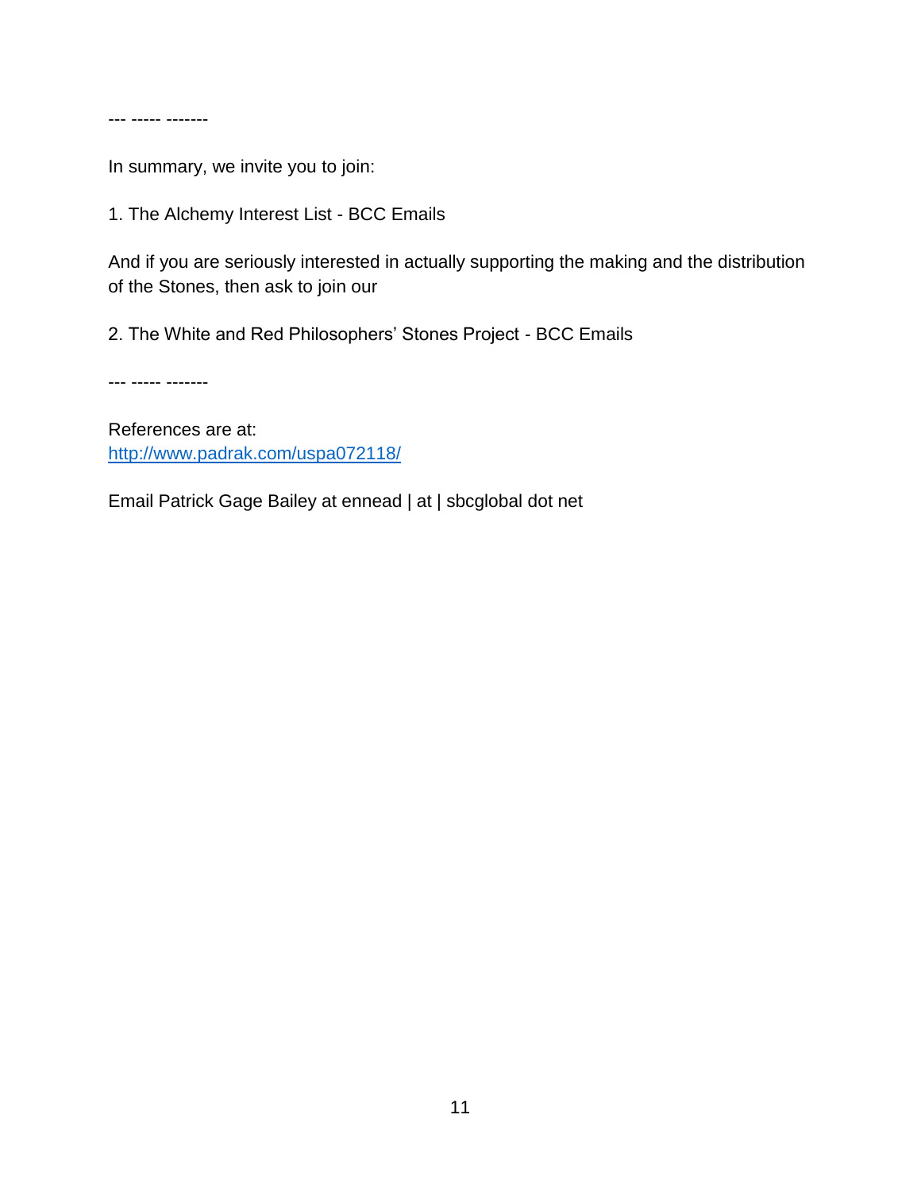--- ----- -------

In summary, we invite you to join:

1. The Alchemy Interest List - BCC Emails

And if you are seriously interested in actually supporting the making and the distribution of the Stones, then ask to join our

2. The White and Red Philosophers' Stones Project - BCC Emails

--- ----- -------

References are at:
http://www.padrak.com/uspa072118/

Email Patrick Gage Bailey at ennead | at | sbcglobal dot net